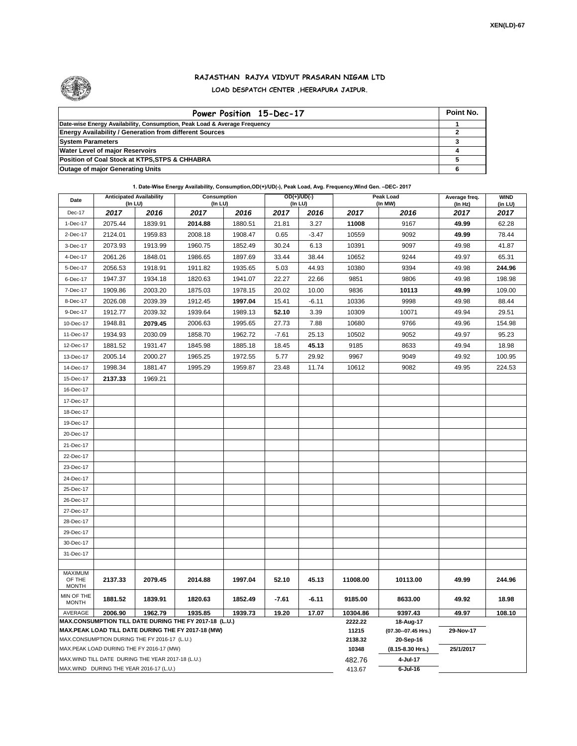XEN(LD)-67

# RAJASTHAN RAJYA VIDYUT PRASARAN NIGAM LTD

## LOAD DESPATCH CENTER ,HEERAPURA JAIPUR.

| Power Position 15-Dec-17 | Point No. |
|---|---|
| Date-wise Energy Availability, Consumption, Peak Load & Average Frequency | 1 |
| Energy Availability / Generation from different Sources | 2 |
| System Parameters | 3 |
| Water Level of major Reservoirs | 4 |
| Position of Coal Stock at KTPS,STPS & CHHABRA | 5 |
| Outage of major Generating Units | 6 |

**1. Date-Wise Energy Availability, Consumption,OD(+)/UD(-), Peak Load, Avg. Frequency,Wind Gen. –DEC- 2017**

| Date | Anticipated Availability (In LU) | | Consumption (In LU) | | OD(+)/UD(-) (In LU) | | Peak Load (In MW) | | Average freq. (In Hz) | WIND (in LU) |
|---|---|---|---|---|---|---|---|---|---|---|
| Dec-17 | 2017 | 2016 | 2017 | 2016 | 2017 | 2016 | 2017 | 2016 | 2017 | 2017 |
| 1-Dec-17 | 2075.44 | 1839.91 | **2014.88** | 1880.51 | 21.81 | 3.27 | **11008** | 9167 | **49.99** | 62.28 |
| 2-Dec-17 | 2124.01 | 1959.83 | 2008.18 | 1908.47 | 0.65 | -3.47 | 10559 | 9092 | **49.99** | 78.44 |
| 3-Dec-17 | 2073.93 | 1913.99 | 1960.75 | 1852.49 | 30.24 | 6.13 | 10391 | 9097 | 49.98 | 41.87 |
| 4-Dec-17 | 2061.26 | 1848.01 | 1986.65 | 1897.69 | 33.44 | 38.44 | 10652 | 9244 | 49.97 | 65.31 |
| 5-Dec-17 | 2056.53 | 1918.91 | 1911.82 | 1935.65 | 5.03 | 44.93 | 10380 | 9394 | 49.98 | **244.96** |
| 6-Dec-17 | 1947.37 | 1934.18 | 1820.63 | 1941.07 | 22.27 | 22.66 | 9851 | 9806 | 49.98 | 198.98 |
| 7-Dec-17 | 1909.86 | 2003.20 | 1875.03 | 1978.15 | 20.02 | 10.00 | 9836 | **10113** | **49.99** | 109.00 |
| 8-Dec-17 | 2026.08 | 2039.39 | 1912.45 | **1997.04** | 15.41 | -6.11 | 10336 | 9998 | 49.98 | 88.44 |
| 9-Dec-17 | 1912.77 | 2039.32 | 1939.64 | 1989.13 | **52.10** | 3.39 | 10309 | 10071 | 49.94 | 29.51 |
| 10-Dec-17 | 1948.81 | **2079.45** | 2006.63 | 1995.65 | 27.73 | 7.88 | 10680 | 9766 | 49.96 | 154.98 |
| 11-Dec-17 | 1934.93 | 2030.09 | 1858.70 | 1962.72 | -7.61 | 25.13 | 10502 | 9052 | 49.97 | 95.23 |
| 12-Dec-17 | 1881.52 | 1931.47 | 1845.98 | 1885.18 | 18.45 | **45.13** | 9185 | 8633 | 49.94 | 18.98 |
| 13-Dec-17 | 2005.14 | 2000.27 | 1965.25 | 1972.55 | 5.77 | 29.92 | 9967 | 9049 | 49.92 | 100.95 |
| 14-Dec-17 | 1998.34 | 1881.47 | 1995.29 | 1959.87 | 23.48 | 11.74 | 10612 | 9082 | 49.95 | 224.53 |
| 15-Dec-17 | **2137.33** | 1969.21 | | | | | | | | |
| 16-Dec-17 | | | | | | | | | | |
| 17-Dec-17 | | | | | | | | | | |
| 18-Dec-17 | | | | | | | | | | |
| 19-Dec-17 | | | | | | | | | | |
| 20-Dec-17 | | | | | | | | | | |
| 21-Dec-17 | | | | | | | | | | |
| 22-Dec-17 | | | | | | | | | | |
| 23-Dec-17 | | | | | | | | | | |
| 24-Dec-17 | | | | | | | | | | |
| 25-Dec-17 | | | | | | | | | | |
| 26-Dec-17 | | | | | | | | | | |
| 27-Dec-17 | | | | | | | | | | |
| 28-Dec-17 | | | | | | | | | | |
| 29-Dec-17 | | | | | | | | | | |
| 30-Dec-17 | | | | | | | | | | |
| 31-Dec-17 | | | | | | | | | | |
| MAXIMUM OF THE MONTH | **2137.33** | **2079.45** | **2014.88** | **1997.04** | **52.10** | **45.13** | **11008.00** | **10113.00** | **49.99** | **244.96** |
| MIN OF THE MONTH | **1881.52** | **1839.91** | **1820.63** | **1852.49** | **-7.61** | **-6.11** | **9185.00** | **8633.00** | **49.92** | **18.98** |
| AVERAGE | **2006.90** | **1962.79** | **1935.85** | **1939.73** | **19.20** | **17.07** | **10304.86** | **9397.43** | **49.97** | **108.10** |

| | | | |
|---|---|---|---|
| **MAX.CONSUMPTION TILL DATE DURING THE FY 2017-18 (L.U.)** | **2222.22** | **18-Aug-17** | |
| **MAX.PEAK LOAD TILL DATE DURING THE FY 2017-18 (MW)** | **11215** | **(07.30--07.45 Hrs.)** | **29-Nov-17** |
| MAX.CONSUMPTION DURING THE FY 2016-17 (L.U.) | **2138.32** | **20-Sep-16** | |
| MAX.PEAK LOAD DURING THE FY 2016-17 (MW) | **10348** | **(8.15-8.30 Hrs.)** | **25/1/2017** |
| MAX.WIND TILL DATE DURING THE YEAR 2017-18 (L.U.) | 482.76 | **4-Jul-17** | |
| MAX.WIND DURING THE YEAR 2016-17 (L.U.) | 413.67 | **6-Jul-16** | |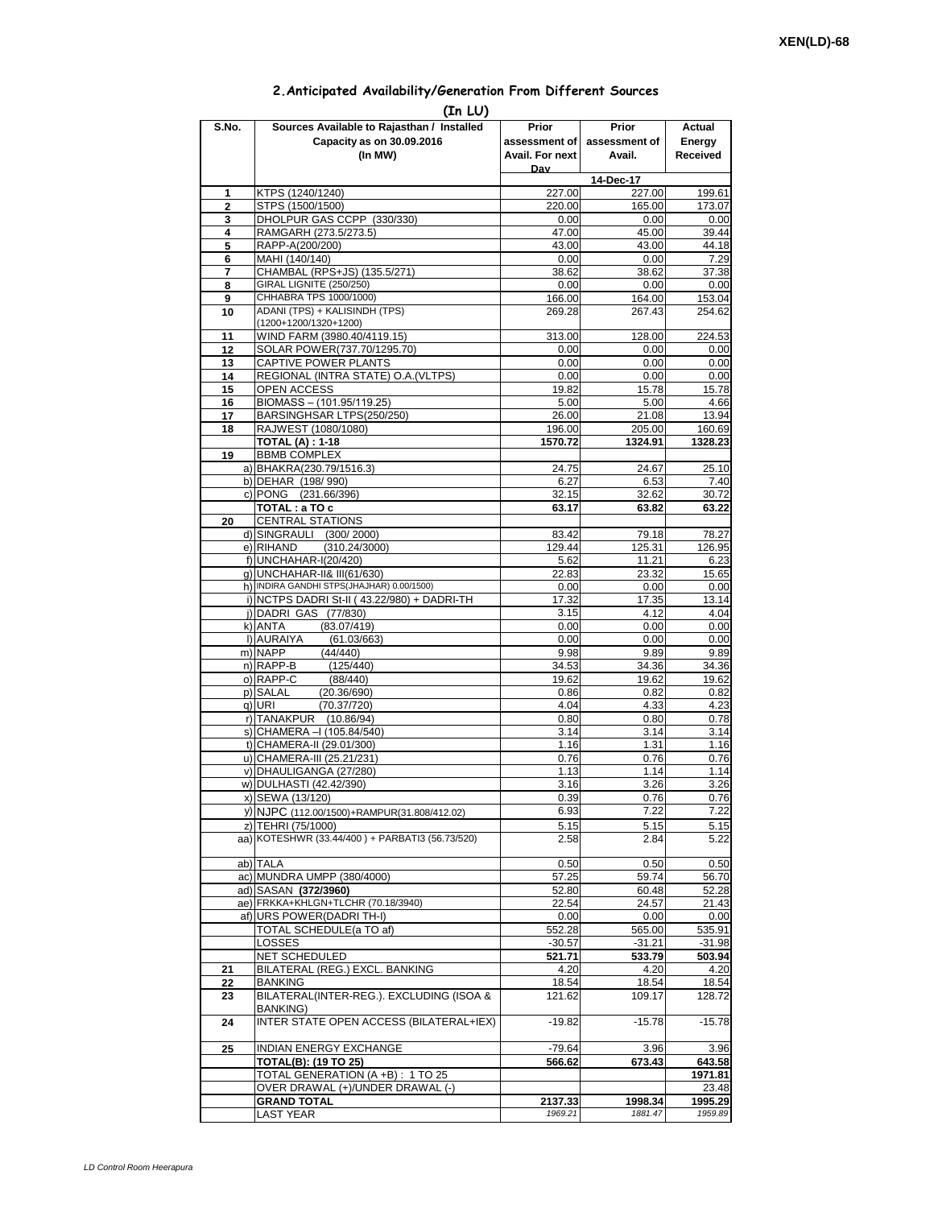XEN(LD)-68

## 2.Anticipated Availability/Generation From Different Sources

**(In LU)**

| S.No. | Sources Available to Rajasthan / Installed Capacity as on 30.09.2016 (In MW) | Prior assessment of Avail. For next Day | Prior assessment of Avail. | Actual Energy Received |
|---|---|---|---|---|
| | | | 14-Dec-17 | |
| 1 | KTPS (1240/1240) | 227.00 | 227.00 | 199.61 |
| 2 | STPS (1500/1500) | 220.00 | 165.00 | 173.07 |
| 3 | DHOLPUR GAS CCPP (330/330) | 0.00 | 0.00 | 0.00 |
| 4 | RAMGARH (273.5/273.5) | 47.00 | 45.00 | 39.44 |
| 5 | RAPP-A(200/200) | 43.00 | 43.00 | 44.18 |
| 6 | MAHI (140/140) | 0.00 | 0.00 | 7.29 |
| 7 | CHAMBAL (RPS+JS) (135.5/271) | 38.62 | 38.62 | 37.38 |
| 8 | GIRAL LIGNITE (250/250) | 0.00 | 0.00 | 0.00 |
| 9 | CHHABRA TPS 1000/1000) | 166.00 | 164.00 | 153.04 |
| 10 | ADANI (TPS) + KALISINDH (TPS) (1200+1200/1320+1200) | 269.28 | 267.43 | 254.62 |
| 11 | WIND FARM (3980.40/4119.15) | 313.00 | 128.00 | 224.53 |
| 12 | SOLAR POWER(737.70/1295.70) | 0.00 | 0.00 | 0.00 |
| 13 | CAPTIVE POWER PLANTS | 0.00 | 0.00 | 0.00 |
| 14 | REGIONAL (INTRA STATE) O.A.(VLTPS) | 0.00 | 0.00 | 0.00 |
| 15 | OPEN ACCESS | 19.82 | 15.78 | 15.78 |
| 16 | BIOMASS – (101.95/119.25) | 5.00 | 5.00 | 4.66 |
| 17 | BARSINGHSAR LTPS(250/250) | 26.00 | 21.08 | 13.94 |
| 18 | RAJWEST (1080/1080) | 196.00 | 205.00 | 160.69 |
| | **TOTAL (A) : 1-18** | **1570.72** | **1324.91** | **1328.23** |
| 19 | BBMB COMPLEX | | | |
| a) | BHAKRA(230.79/1516.3) | 24.75 | 24.67 | 25.10 |
| b) | DEHAR (198/ 990) | 6.27 | 6.53 | 7.40 |
| c) | PONG (231.66/396) | 32.15 | 32.62 | 30.72 |
| | **TOTAL : a TO c** | **63.17** | **63.82** | **63.22** |
| 20 | CENTRAL STATIONS | | | |
| d) | SINGRAULI (300/ 2000) | 83.42 | 79.18 | 78.27 |
| e) | RIHAND (310.24/3000) | 129.44 | 125.31 | 126.95 |
| f) | UNCHAHAR-I(20/420) | 5.62 | 11.21 | 6.23 |
| g) | UNCHAHAR-II& III(61/630) | 22.83 | 23.32 | 15.65 |
| h) | INDIRA GANDHI STPS(JHAJHAR) 0.00/1500) | 0.00 | 0.00 | 0.00 |
| i) | NCTPS DADRI St-II ( 43.22/980) + DADRI-TH | 17.32 | 17.35 | 13.14 |
| j) | DADRI GAS (77/830) | 3.15 | 4.12 | 4.04 |
| k) | ANTA (83.07/419) | 0.00 | 0.00 | 0.00 |
| l) | AURAIYA (61.03/663) | 0.00 | 0.00 | 0.00 |
| m) | NAPP (44/440) | 9.98 | 9.89 | 9.89 |
| n) | RAPP-B (125/440) | 34.53 | 34.36 | 34.36 |
| o) | RAPP-C (88/440) | 19.62 | 19.62 | 19.62 |
| p) | SALAL (20.36/690) | 0.86 | 0.82 | 0.82 |
| q) | URI (70.37/720) | 4.04 | 4.33 | 4.23 |
| r) | TANAKPUR (10.86/94) | 0.80 | 0.80 | 0.78 |
| s) | CHAMERA –I (105.84/540) | 3.14 | 3.14 | 3.14 |
| t) | CHAMERA-II (29.01/300) | 1.16 | 1.31 | 1.16 |
| u) | CHAMERA-III (25.21/231) | 0.76 | 0.76 | 0.76 |
| v) | DHAULIGANGA (27/280) | 1.13 | 1.14 | 1.14 |
| w) | DULHASTI (42.42/390) | 3.16 | 3.26 | 3.26 |
| x) | SEWA (13/120) | 0.39 | 0.76 | 0.76 |
| y) | NJPC (112.00/1500)+RAMPUR(31.808/412.02) | 6.93 | 7.22 | 7.22 |
| z) | TEHRI (75/1000) | 5.15 | 5.15 | 5.15 |
| aa) | KOTESHWR (33.44/400 ) + PARBATI3 (56.73/520) | 2.58 | 2.84 | 5.22 |
| ab) | TALA | 0.50 | 0.50 | 0.50 |
| ac) | MUNDRA UMPP (380/4000) | 57.25 | 59.74 | 56.70 |
| ad) | SASAN **(372/3960)** | 52.80 | 60.48 | 52.28 |
| ae) | FRKKA+KHLGN+TLCHR (70.18/3940) | 22.54 | 24.57 | 21.43 |
| af) | URS POWER(DADRI TH-I) | 0.00 | 0.00 | 0.00 |
| | TOTAL SCHEDULE(a TO af) | 552.28 | 565.00 | 535.91 |
| | LOSSES | -30.57 | -31.21 | -31.98 |
| | **NET SCHEDULED** | **521.71** | **533.79** | **503.94** |
| 21 | BILATERAL (REG.) EXCL. BANKING | 4.20 | 4.20 | 4.20 |
| 22 | BANKING | 18.54 | 18.54 | 18.54 |
| 23 | BILATERAL(INTER-REG.). EXCLUDING (ISOA & BANKING) | 121.62 | 109.17 | 128.72 |
| 24 | INTER STATE OPEN ACCESS (BILATERAL+IEX) | -19.82 | -15.78 | -15.78 |
| 25 | INDIAN ENERGY EXCHANGE | -79.64 | 3.96 | 3.96 |
| | **TOTAL(B): (19 TO 25)** | **566.62** | **673.43** | **643.58** |
| | TOTAL GENERATION (A +B) : 1 TO 25 | | | **1971.81** |
| | OVER DRAWAL (+)/UNDER DRAWAL (-) | | | 23.48 |
| | **GRAND TOTAL** | **2137.33** | **1998.34** | **1995.29** |
| | LAST YEAR | *1969.21* | *1881.47* | *1959.89* |

*LD Control Room Heerapura*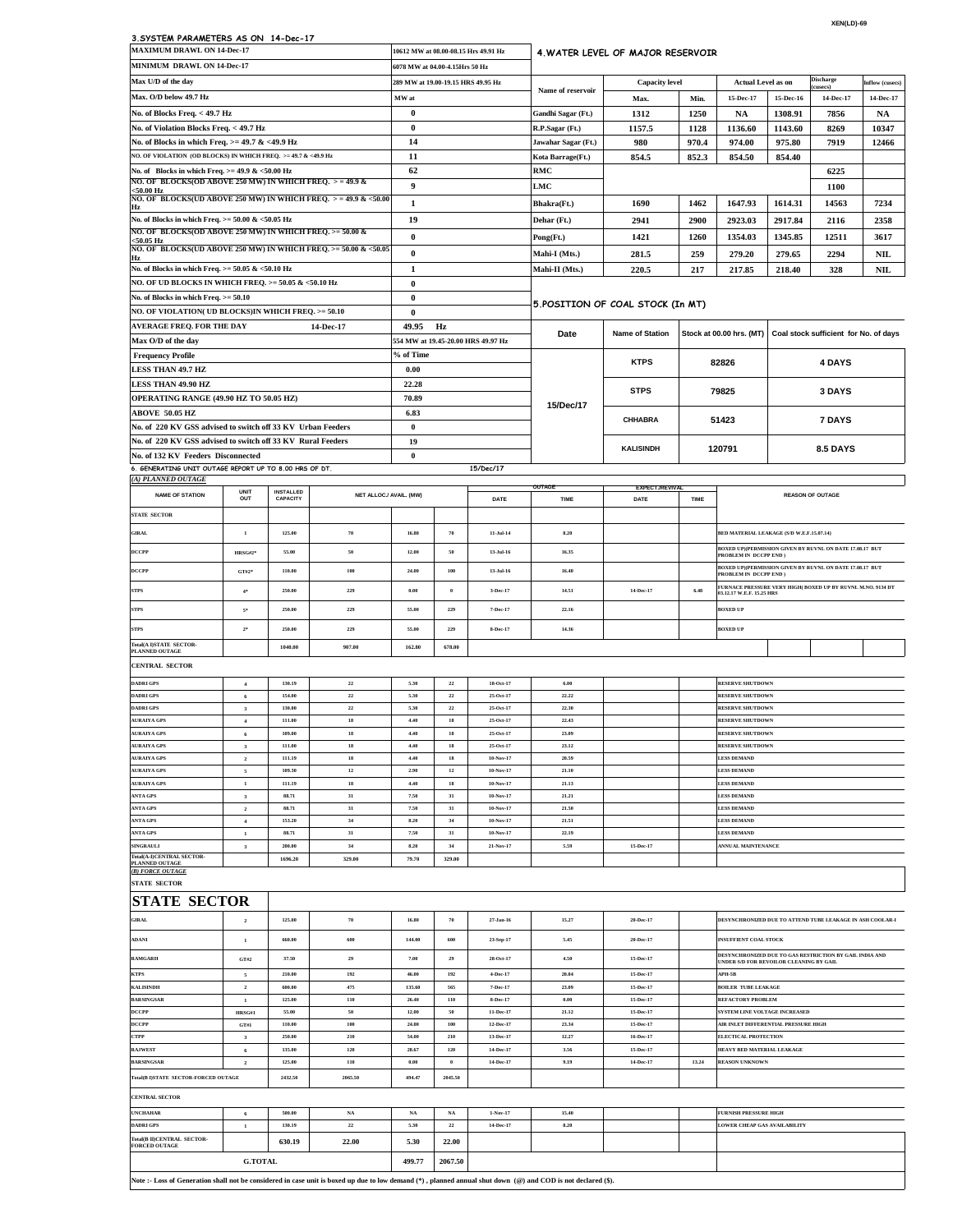XEN(LD)-69

## 3.SYSTEM PARAMETERS AS ON 14-Dec-17

| | |
|---|---|
| MAXIMUM DRAWL ON 14-Dec-17 | 10612 MW at 08.00-08.15 Hrs 49.91 Hz |
| MINIMUM DRAWL ON 14-Dec-17 | 6078 MW at 04.00-4.15Hrs 50 Hz |
| Max U/D of the day | 289 MW at 19.00-19.15 HRS 49.95 Hz |
| Max. O/D below 49.7 Hz | MW at |
| No. of Blocks Freq. < 49.7 Hz | 0 |
| No. of Violation Blocks Freq. < 49.7 Hz | 0 |
| No. of Blocks in which Freq. >= 49.7 & <49.9 Hz | 14 |
| NO. OF VIOLATION (OD BLOCKS) IN WHICH FREQ. >= 49.7 & <49.9 Hz | 11 |
| No. of Blocks in which Freq. >= 49.9 & <50.00 Hz | 62 |
| NO. OF BLOCKS(OD ABOVE 250 MW) IN WHICH FREQ. > = 49.9 & <50.00 Hz | 9 |
| NO. OF BLOCKS(UD ABOVE 250 MW) IN WHICH FREQ. > = 49.9 & <50.00 Hz | 1 |
| No. of Blocks in which Freq. >= 50.00 & <50.05 Hz | 19 |
| NO. OF BLOCKS(OD ABOVE 250 MW) IN WHICH FREQ. >= 50.00 & <50.05 Hz | 0 |
| NO. OF BLOCKS(UD ABOVE 250 MW) IN WHICH FREQ. >= 50.00 & <50.05 Hz | 0 |
| No. of Blocks in which Freq. >= 50.05 & <50.10 Hz | 1 |
| NO. OF UD BLOCKS IN WHICH FREQ. >= 50.05 & <50.10 Hz | 0 |
| No. of Blocks in which Freq. >= 50.10 | 0 |
| NO. OF VIOLATION( UD BLOCKS)IN WHICH FREQ. >= 50.10 | 0 |
| AVERAGE FREQ. FOR THE DAY 14-Dec-17 | 49.95 Hz |
| Max O/D of the day | 554 MW at 19.45-20.00 HRS 49.97 Hz |
| Frequency Profile | % of Time |
| LESS THAN 49.7 HZ | 0.00 |
| LESS THAN 49.90 HZ | 22.28 |
| OPERATING RANGE (49.90 HZ TO 50.05 HZ) | 70.89 |
| ABOVE 50.05 HZ | 6.83 |
| No. of 220 KV GSS advised to switch off 33 KV Urban Feeders | 0 |
| No. of 220 KV GSS advised to switch off 33 KV Rural Feeders | 19 |
| No. of 132 KV Feeders Disconnected | 0 |

## 4.WATER LEVEL OF MAJOR RESERVOIR

| Name of reservoir | Capacity level | | Actual Level as on | | Discharge (cusecs) | Inflow (cusecs) |
|---|---|---|---|---|---|---|
| | Max. | Min. | 15-Dec-17 | 15-Dec-16 | 14-Dec-17 | 14-Dec-17 |
| Gandhi Sagar (Ft.) | 1312 | 1250 | NA | 1308.91 | 7856 | NA |
| R.P.Sagar (Ft.) | 1157.5 | 1128 | 1136.60 | 1143.60 | 8269 | 10347 |
| Jawahar Sagar (Ft.) | 980 | 970.4 | 974.00 | 975.80 | 7919 | 12466 |
| Kota Barrage(Ft.) | 854.5 | 852.3 | 854.50 | 854.40 | | |
| RMC | | | | | 6225 | |
| LMC | | | | | 1100 | |
| Bhakra(Ft.) | 1690 | 1462 | 1647.93 | 1614.31 | 14563 | 7234 |
| Dehar (Ft.) | 2941 | 2900 | 2923.03 | 2917.84 | 2116 | 2358 |
| Pong(Ft.) | 1421 | 1260 | 1354.03 | 1345.85 | 12511 | 3617 |
| Mahi-I (Mts.) | 281.5 | 259 | 279.20 | 279.65 | 2294 | NIL |
| Mahi-II (Mts.) | 220.5 | 217 | 217.85 | 218.40 | 328 | NIL |

## 5.POSITION OF COAL STOCK (In MT)

| Date | Name of Station | Stock at 00.00 hrs. (MT) | Coal stock sufficient for No. of days |
|---|---|---|---|
| 15/Dec/17 | KTPS | 82826 | 4 DAYS |
| | STPS | 79825 | 3 DAYS |
| | CHHABRA | 51423 | 7 DAYS |
| | KALISINDH | 120791 | 8.5 DAYS |

## 6. GENERATING UNIT OUTAGE REPORT UP TO 8.00 HRS OF DT. 15/Dec/17

*(A) PLANNED OUTAGE*

| NAME OF STATION | UNIT OUT | INSTALLED CAPACITY | NET ALLOC./ AVAIL. (MW) | | | OUTAGE DATE | OUTAGE TIME | EXPECT./REVIVAL DATE | EXPECT./REVIVAL TIME | REASON OF OUTAGE |
|---|---|---|---|---|---|---|---|---|---|---|
| STATE SECTOR | | | | | | | | | | |
| GIRAL | 1 | 125.00 | 70 | 16.80 | 70 | 11-Jul-14 | 8.20 | | | BED MATERIAL LEAKAGE (S/D W.E.F.15.07.14) |
| DCCPP | HRSG#2* | 55.00 | 50 | 12.00 | 50 | 13-Jul-16 | 16.35 | | | BOXED UP|(PERMISSION GIVEN BY RUVNL ON DATE 17.08.17 BUT PROBLEM IN DCCPP END ) |
| DCCPP | GT#2* | 110.00 | 100 | 24.00 | 100 | 13-Jul-16 | 16.40 | | | BOXED UP|(PERMISSION GIVEN BY RUVNL ON DATE 17.08.17 BUT PROBLEM IN DCCPP END ) |
| STPS | 4* | 250.00 | 229 | 0.00 | 0 | 3-Dec-17 | 14.51 | 14-Dec-17 | 6.48 | FURNACE PRESSURE VERY HIGH( BOXED UP BY RUVNL M.NO. 9134 DT 03.12.17 W.E.F. 15.25 HRS |
| STPS | 5* | 250.00 | 229 | 55.00 | 229 | 7-Dec-17 | 22.16 | | | BOXED UP |
| STPS | 2* | 250.00 | 229 | 55.00 | 229 | 8-Dec-17 | 14.36 | | | BOXED UP |
| Total(A I)STATE SECTOR-PLANNED OUTAGE | | 1040.00 | 907.00 | 162.80 | 678.00 | | | | | |
| CENTRAL SECTOR | | | | | | | | | | |
| DADRI GPS | 4 | 130.19 | 22 | 5.30 | 22 | 18-Oct-17 | 6.00 | | | RESERVE SHUTDOWN |
| DADRI GPS | 6 | 154.00 | 22 | 5.30 | 22 | 25-Oct-17 | 22.22 | | | RESERVE SHUTDOWN |
| DADRI GPS | 3 | 130.00 | 22 | 5.30 | 22 | 25-Oct-17 | 22.30 | | | RESERVE SHUTDOWN |
| AURAIYA GPS | 4 | 111.00 | 18 | 4.40 | 18 | 25-Oct-17 | 22.43 | | | RESERVE SHUTDOWN |
| AURAIYA GPS | 6 | 109.00 | 18 | 4.40 | 18 | 25-Oct-17 | 23.09 | | | RESERVE SHUTDOWN |
| AURAIYA GPS | 3 | 111.00 | 18 | 4.40 | 18 | 25-Oct-17 | 23.12 | | | RESERVE SHUTDOWN |
| AURAIYA GPS | 2 | 111.19 | 18 | 4.40 | 18 | 10-Nov-17 | 20.59 | | | LESS DEMAND |
| AURAIYA GPS | 5 | 109.30 | 12 | 2.90 | 12 | 10-Nov-17 | 21.10 | | | LESS DEMAND |
| AURAIYA GPS | 1 | 111.19 | 18 | 4.40 | 18 | 10-Nov-17 | 21.13 | | | LESS DEMAND |
| ANTA GPS | 3 | 88.71 | 31 | 7.50 | 31 | 10-Nov-17 | 21.21 | | | LESS DEMAND |
| ANTA GPS | 2 | 88.71 | 31 | 7.50 | 31 | 10-Nov-17 | 21.50 | | | LESS DEMAND |
| ANTA GPS | 4 | 153.20 | 34 | 8.20 | 34 | 10-Nov-17 | 21.51 | | | LESS DEMAND |
| ANTA GPS | 1 | 88.71 | 31 | 7.50 | 31 | 10-Nov-17 | 22.19 | | | LESS DEMAND |
| SINGRAULI | 3 | 200.00 | 34 | 8.20 | 34 | 21-Nov-17 | 5.59 | 15-Dec-17 | | ANNUAL MAINTENANCE |
| Total(A-I)CENTRAL SECTOR-PLANNED OUTAGE | | 1696.20 | 329.00 | 79.70 | 329.00 | | | | | |

*(B) FORCE OUTAGE*

| NAME OF STATION | UNIT OUT | INSTALLED CAPACITY | NET ALLOC./ AVAIL. (MW) | | | OUTAGE DATE | OUTAGE TIME | EXPECT./REVIVAL DATE | EXPECT./REVIVAL TIME | REASON OF OUTAGE |
|---|---|---|---|---|---|---|---|---|---|---|
| STATE SECTOR | | | | | | | | | | |
| GIRAL | 2 | 125.00 | 70 | 16.80 | 70 | 27-Jan-16 | 15.27 | 20-Dec-17 | | DESYNCHRONIZED DUE TO ATTEND TUBE LEAKAGE IN ASH COOLAR-I |
| ADANI | 1 | 660.00 | 600 | 144.00 | 600 | 23-Sep-17 | 5.45 | 20-Dec-17 | | INSUFFIENT COAL STOCK |
| RAMGARH | GT#2 | 37.50 | 29 | 7.00 | 29 | 20-Oct-17 | 4.50 | 15-Dec-17 | | DESYNCHRONIZED DUE TO GAS RESTRICTION BY GAIL INDIA AND UNDER S/D FOR REVOILOR CLEANING BY GAIL |
| KTPS | 5 | 210.00 | 192 | 46.00 | 192 | 4-Dec-17 | 20.04 | 15-Dec-17 | | APH-5B |
| KALISINDH | 2 | 600.00 | 475 | 135.60 | 565 | 7-Dec-17 | 23.09 | 15-Dec-17 | | BOILER TUBE LEAKAGE |
| BARSINGSAR | 1 | 125.00 | 110 | 26.40 | 110 | 8-Dec-17 | 0.00 | 15-Dec-17 | | REFACTORY PROBLEM |
| DCCPP | HRSG#1 | 55.00 | 50 | 12.00 | 50 | 11-Dec-17 | 21.12 | 15-Dec-17 | | SYSTEM LINE VOLTAGE INCREASED |
| DCCPP | GT#1 | 110.00 | 100 | 24.00 | 100 | 12-Dec-17 | 23.14 | 15-Dec-17 | | AIR INLET DIFFERENTIAL PRESSURE HIGH |
| CTPP | 3 | 250.00 | 210 | 54.00 | 210 | 13-Dec-17 | 12.27 | 16-Dec-17 | | ELECTICAL PROTECTION |
| RAJWEST | 6 | 135.00 | 120 | 28.67 | 120 | 14-Dec-17 | 3.56 | 15-Dec-17 | | HEAVY BED MATERIAL LEAKAGE |
| BARSINGSAR | 2 | 125.00 | 110 | 0.00 | 0 | 14-Dec-17 | 9.19 | 14-Dec-17 | 13.24 | REASON UNKNOWN |
| Total(B I)STATE SECTOR-FORCED OUTAGE | | 2432.50 | 2065.50 | 494.47 | 2045.50 | | | | | |
| CENTRAL SECTOR | | | | | | | | | | |
| UNCHAHAR | 6 | 500.00 | NA | NA | NA | 1-Nov-17 | 15.40 | | | FURNISH PRESSURE HIGH |
| DADRI GPS | 1 | 130.19 | 22 | 5.30 | 22 | 14-Dec-17 | 8.20 | | | LOWER CHEAP GAS AVAILABILITY |
| Total(B II)CENTRAL SECTOR-FORCED OUTAGE | | 630.19 | 22.00 | 5.30 | 22.00 | | | | | |
| G.TOTAL | | | | 499.77 | 2067.50 | | | | | |

Note :- Loss of Generation shall not be considered in case unit is boxed up due to low demand (*) , planned annual shut down (@) and COD is not declared ($).